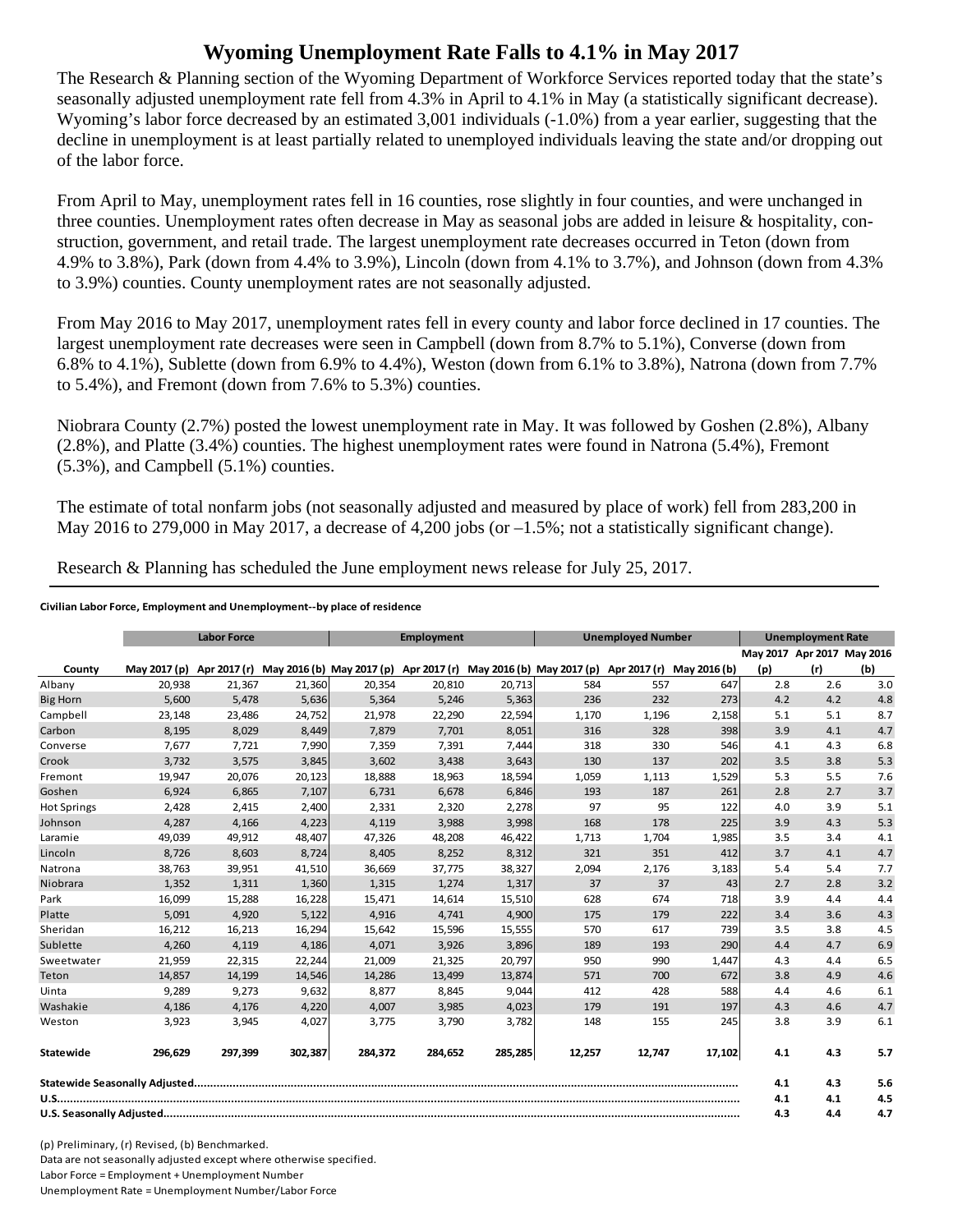# Wyoming Unemployment Rate Falls to 4.1% in May 2017

The Research & Planning section of the Wyoming Department of Workforce Services reported today that the state's seasonally adjusted unemployment rate fell from 4.3% in April to 4.1% in May (a statistically significant decrease). Wyoming's labor force decreased by an estimated 3,001 individuals (-1.0%) from a year earlier, suggesting that the decline in unemployment is at least partially related to unemployed individuals leaving the state and/or dropping out of the labor force.

From April to May, unemployment rates fell in 16 counties, rose slightly in four counties, and were unchanged in three counties. Unemployment rates often decrease in May as seasonal jobs are added in leisure & hospitality, construction, government, and retail trade. The largest unemployment rate decreases occurred in Teton (down from 4.9% to 3.8%), Park (down from 4.4% to 3.9%), Lincoln (down from 4.1% to 3.7%), and Johnson (down from 4.3% to 3.9%) counties. County unemployment rates are not seasonally adjusted.

From May 2016 to May 2017, unemployment rates fell in every county and labor force declined in 17 counties. The largest unemployment rate decreases were seen in Campbell (down from 8.7% to 5.1%), Converse (down from 6.8% to 4.1%), Sublette (down from 6.9% to 4.4%), Weston (down from 6.1% to 3.8%), Natrona (down from 7.7% to 5.4%), and Fremont (down from 7.6% to 5.3%) counties.

Niobrara County (2.7%) posted the lowest unemployment rate in May. It was followed by Goshen (2.8%), Albany (2.8%), and Platte (3.4%) counties. The highest unemployment rates were found in Natrona (5.4%), Fremont (5.3%), and Campbell (5.1%) counties.

The estimate of total nonfarm jobs (not seasonally adjusted and measured by place of work) fell from 283,200 in May 2016 to 279,000 in May 2017, a decrease of 4,200 jobs (or –1.5%; not a statistically significant change).

Research & Planning has scheduled the June employment news release for July 25, 2017.

**Civilian Labor Force, Employment and Unemployment--by place of residence**

| County | Labor Force | | | Employment | | | Unemployed Number | | | Unemployment Rate | | |
|---|---|---|---|---|---|---|---|---|---|---|---|---|
| | May 2017 (p) | Apr 2017 (r) | May 2016 (b) | May 2017 (p) | Apr 2017 (r) | May 2016 (b) | May 2017 (p) | Apr 2017 (r) | May 2016 (b) | May 2017 (p) | Apr 2017 (r) | May 2016 (b) |
| Albany | 20,938 | 21,367 | 21,360 | 20,354 | 20,810 | 20,713 | 584 | 557 | 647 | 2.8 | 2.6 | 3.0 |
| Big Horn | 5,600 | 5,478 | 5,636 | 5,364 | 5,246 | 5,363 | 236 | 232 | 273 | 4.2 | 4.2 | 4.8 |
| Campbell | 23,148 | 23,486 | 24,752 | 21,978 | 22,290 | 22,594 | 1,170 | 1,196 | 2,158 | 5.1 | 5.1 | 8.7 |
| Carbon | 8,195 | 8,029 | 8,449 | 7,879 | 7,701 | 8,051 | 316 | 328 | 398 | 3.9 | 4.1 | 4.7 |
| Converse | 7,677 | 7,721 | 7,990 | 7,359 | 7,391 | 7,444 | 318 | 330 | 546 | 4.1 | 4.3 | 6.8 |
| Crook | 3,732 | 3,575 | 3,845 | 3,602 | 3,438 | 3,643 | 130 | 137 | 202 | 3.5 | 3.8 | 5.3 |
| Fremont | 19,947 | 20,076 | 20,123 | 18,888 | 18,963 | 18,594 | 1,059 | 1,113 | 1,529 | 5.3 | 5.5 | 7.6 |
| Goshen | 6,924 | 6,865 | 7,107 | 6,731 | 6,678 | 6,846 | 193 | 187 | 261 | 2.8 | 2.7 | 3.7 |
| Hot Springs | 2,428 | 2,415 | 2,400 | 2,331 | 2,320 | 2,278 | 97 | 95 | 122 | 4.0 | 3.9 | 5.1 |
| Johnson | 4,287 | 4,166 | 4,223 | 4,119 | 3,988 | 3,998 | 168 | 178 | 225 | 3.9 | 4.3 | 5.3 |
| Laramie | 49,039 | 49,912 | 48,407 | 47,326 | 48,208 | 46,422 | 1,713 | 1,704 | 1,985 | 3.5 | 3.4 | 4.1 |
| Lincoln | 8,726 | 8,603 | 8,724 | 8,405 | 8,252 | 8,312 | 321 | 351 | 412 | 3.7 | 4.1 | 4.7 |
| Natrona | 38,763 | 39,951 | 41,510 | 36,669 | 37,775 | 38,327 | 2,094 | 2,176 | 3,183 | 5.4 | 5.4 | 7.7 |
| Niobrara | 1,352 | 1,311 | 1,360 | 1,315 | 1,274 | 1,317 | 37 | 37 | 43 | 2.7 | 2.8 | 3.2 |
| Park | 16,099 | 15,288 | 16,228 | 15,471 | 14,614 | 15,510 | 628 | 674 | 718 | 3.9 | 4.4 | 4.4 |
| Platte | 5,091 | 4,920 | 5,122 | 4,916 | 4,741 | 4,900 | 175 | 179 | 222 | 3.4 | 3.6 | 4.3 |
| Sheridan | 16,212 | 16,213 | 16,294 | 15,642 | 15,596 | 15,555 | 570 | 617 | 739 | 3.5 | 3.8 | 4.5 |
| Sublette | 4,260 | 4,119 | 4,186 | 4,071 | 3,926 | 3,896 | 189 | 193 | 290 | 4.4 | 4.7 | 6.9 |
| Sweetwater | 21,959 | 22,315 | 22,244 | 21,009 | 21,325 | 20,797 | 950 | 990 | 1,447 | 4.3 | 4.4 | 6.5 |
| Teton | 14,857 | 14,199 | 14,546 | 14,286 | 13,499 | 13,874 | 571 | 700 | 672 | 3.8 | 4.9 | 4.6 |
| Uinta | 9,289 | 9,273 | 9,632 | 8,877 | 8,845 | 9,044 | 412 | 428 | 588 | 4.4 | 4.6 | 6.1 |
| Washakie | 4,186 | 4,176 | 4,220 | 4,007 | 3,985 | 4,023 | 179 | 191 | 197 | 4.3 | 4.6 | 4.7 |
| Weston | 3,923 | 3,945 | 4,027 | 3,775 | 3,790 | 3,782 | 148 | 155 | 245 | 3.8 | 3.9 | 6.1 |
| **Statewide** | **296,629** | **297,399** | **302,387** | **284,372** | **284,652** | **285,285** | **12,257** | **12,747** | **17,102** | **4.1** | **4.3** | **5.7** |
| **Statewide Seasonally Adjusted** | | | | | | | | | | **4.1** | **4.3** | **5.6** |
| **U.S.** | | | | | | | | | | **4.1** | **4.1** | **4.5** |
| **U.S. Seasonally Adjusted** | | | | | | | | | | **4.3** | **4.4** | **4.7** |

(p) Preliminary, (r) Revised, (b) Benchmarked.

Data are not seasonally adjusted except where otherwise specified.

Labor Force = Employment + Unemployment Number

Unemployment Rate = Unemployment Number/Labor Force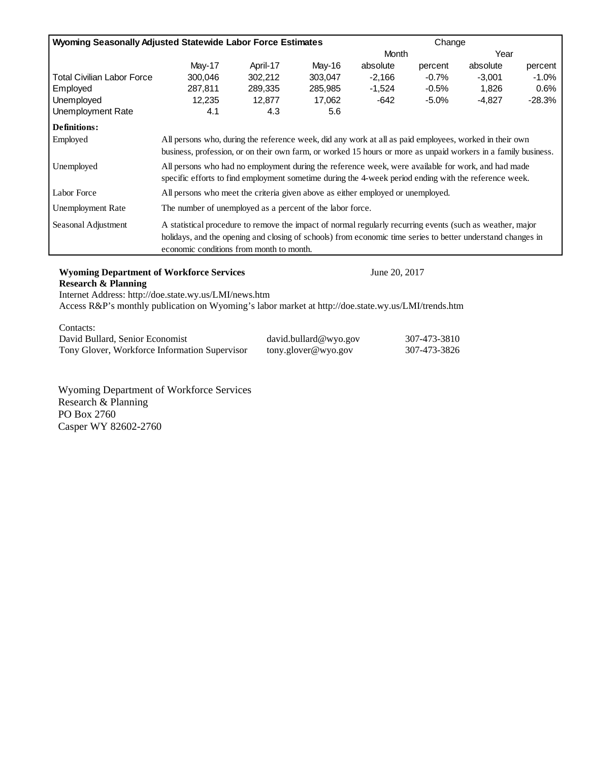| Wyoming Seasonally Adjusted Statewide Labor Force Estimates | | | | Change | | | |
|---|---|---|---|---|---|---|---|
| | | | | Month | | Year | |
| | May-17 | April-17 | May-16 | absolute | percent | absolute | percent |
| Total Civilian Labor Force | 300,046 | 302,212 | 303,047 | -2,166 | -0.7% | -3,001 | -1.0% |
| Employed | 287,811 | 289,335 | 285,985 | -1,524 | -0.5% | 1,826 | 0.6% |
| Unemployed | 12,235 | 12,877 | 17,062 | -642 | -5.0% | -4,827 | -28.3% |
| Unemployment Rate | 4.1 | 4.3 | 5.6 | | | | |

**Definitions:**

| | |
|---|---|
| Employed | All persons who, during the reference week, did any work at all as paid employees, worked in their own business, profession, or on their own farm, or worked 15 hours or more as unpaid workers in a family business. |
| Unemployed | All persons who had no employment during the reference week, were available for work, and had made specific efforts to find employment sometime during the 4-week period ending with the reference week. |
| Labor Force | All persons who meet the criteria given above as either employed or unemployed. |
| Unemployment Rate | The number of unemployed as a percent of the labor force. |
| Seasonal Adjustment | A statistical procedure to remove the impact of normal regularly recurring events (such as weather, major holidays, and the opening and closing of schools) from economic time series to better understand changes in economic conditions from month to month. |

**Wyoming Department of Workforce Services** June 20, 2017
**Research & Planning**
Internet Address: http://doe.state.wy.us/LMI/news.htm
Access R&P's monthly publication on Wyoming's labor market at http://doe.state.wy.us/LMI/trends.htm

Contacts:

| | | |
|---|---|---|
| David Bullard, Senior Economist | david.bullard@wyo.gov | 307-473-3810 |
| Tony Glover, Workforce Information Supervisor | tony.glover@wyo.gov | 307-473-3826 |

Wyoming Department of Workforce Services
Research & Planning
PO Box 2760
Casper WY 82602-2760